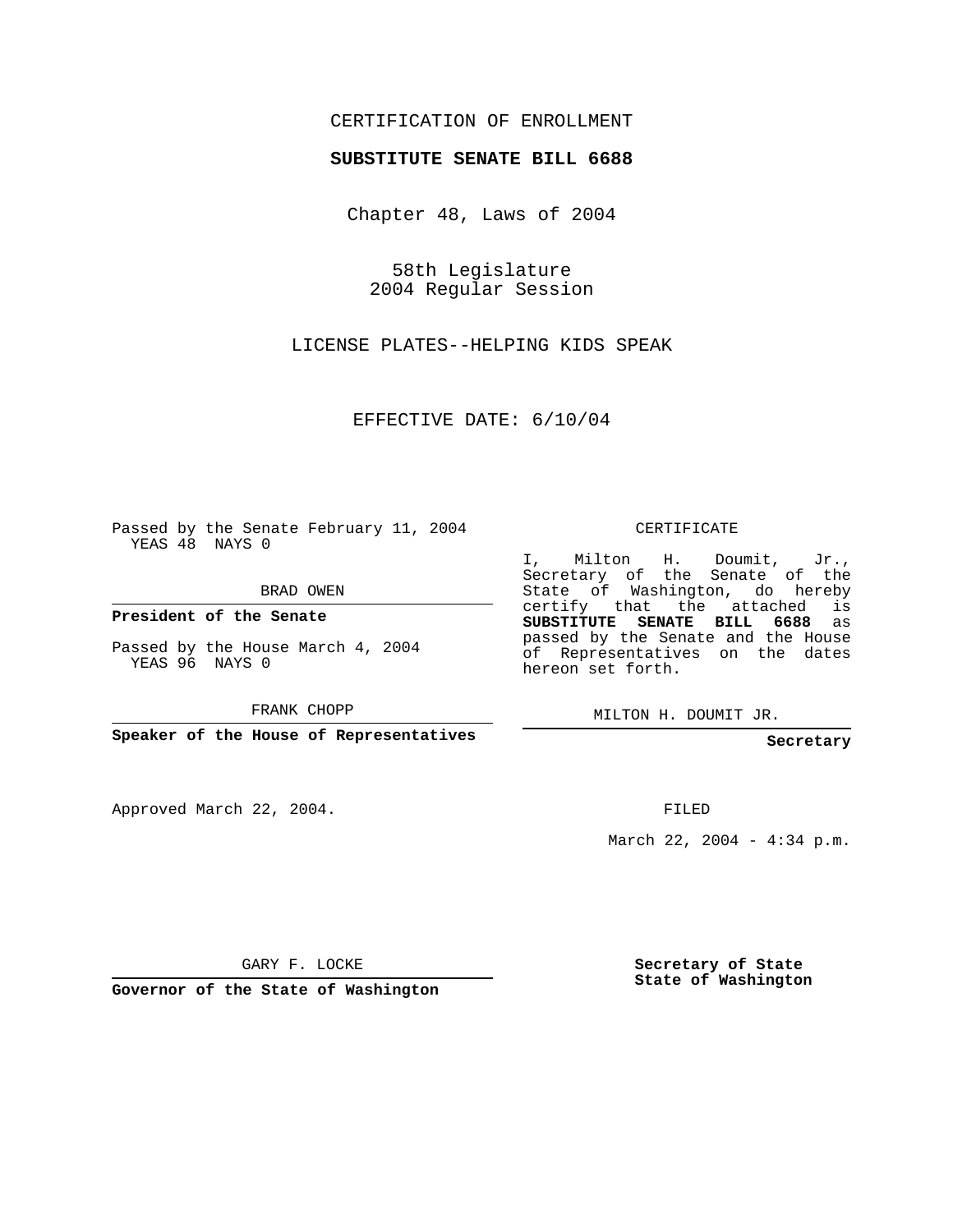CERTIFICATION OF ENROLLMENT

**SUBSTITUTE SENATE BILL 6688**

Chapter 48, Laws of 2004

58th Legislature
2004 Regular Session

LICENSE PLATES--HELPING KIDS SPEAK

EFFECTIVE DATE: 6/10/04

Passed by the Senate February 11, 2004
YEAS 48 NAYS 0

BRAD OWEN

**President of the Senate**

Passed by the House March 4, 2004
YEAS 96 NAYS 0

FRANK CHOPP

**Speaker of the House of Representatives**

CERTIFICATE

I, Milton H. Doumit, Jr., Secretary of the Senate of the State of Washington, do hereby certify that the attached is **SUBSTITUTE SENATE BILL 6688** as passed by the Senate and the House of Representatives on the dates hereon set forth.

MILTON H. DOUMIT JR.

**Secretary**

Approved March 22, 2004.

FILED

March 22, 2004 - 4:34 p.m.

GARY F. LOCKE

**Governor of the State of Washington**

**Secretary of State**
**State of Washington**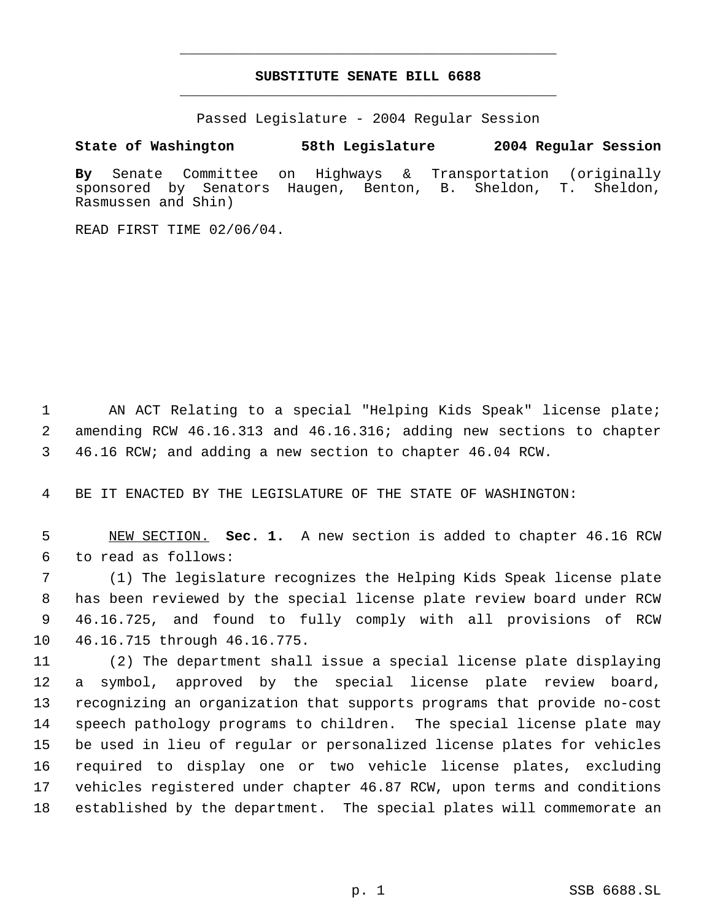# SUBSTITUTE SENATE BILL 6688

Passed Legislature - 2004 Regular Session

**State of Washington 58th Legislature 2004 Regular Session**

**By** Senate Committee on Highways & Transportation (originally sponsored by Senators Haugen, Benton, B. Sheldon, T. Sheldon, Rasmussen and Shin)

READ FIRST TIME 02/06/04.

1 AN ACT Relating to a special "Helping Kids Speak" license plate;
2 amending RCW 46.16.313 and 46.16.316; adding new sections to chapter
3 46.16 RCW; and adding a new section to chapter 46.04 RCW.

4 BE IT ENACTED BY THE LEGISLATURE OF THE STATE OF WASHINGTON:

5 NEW SECTION. **Sec. 1.** A new section is added to chapter 46.16 RCW
6 to read as follows:
7 (1) The legislature recognizes the Helping Kids Speak license plate
8 has been reviewed by the special license plate review board under RCW
9 46.16.725, and found to fully comply with all provisions of RCW
10 46.16.715 through 46.16.775.
11 (2) The department shall issue a special license plate displaying
12 a symbol, approved by the special license plate review board,
13 recognizing an organization that supports programs that provide no-cost
14 speech pathology programs to children. The special license plate may
15 be used in lieu of regular or personalized license plates for vehicles
16 required to display one or two vehicle license plates, excluding
17 vehicles registered under chapter 46.87 RCW, upon terms and conditions
18 established by the department. The special plates will commemorate an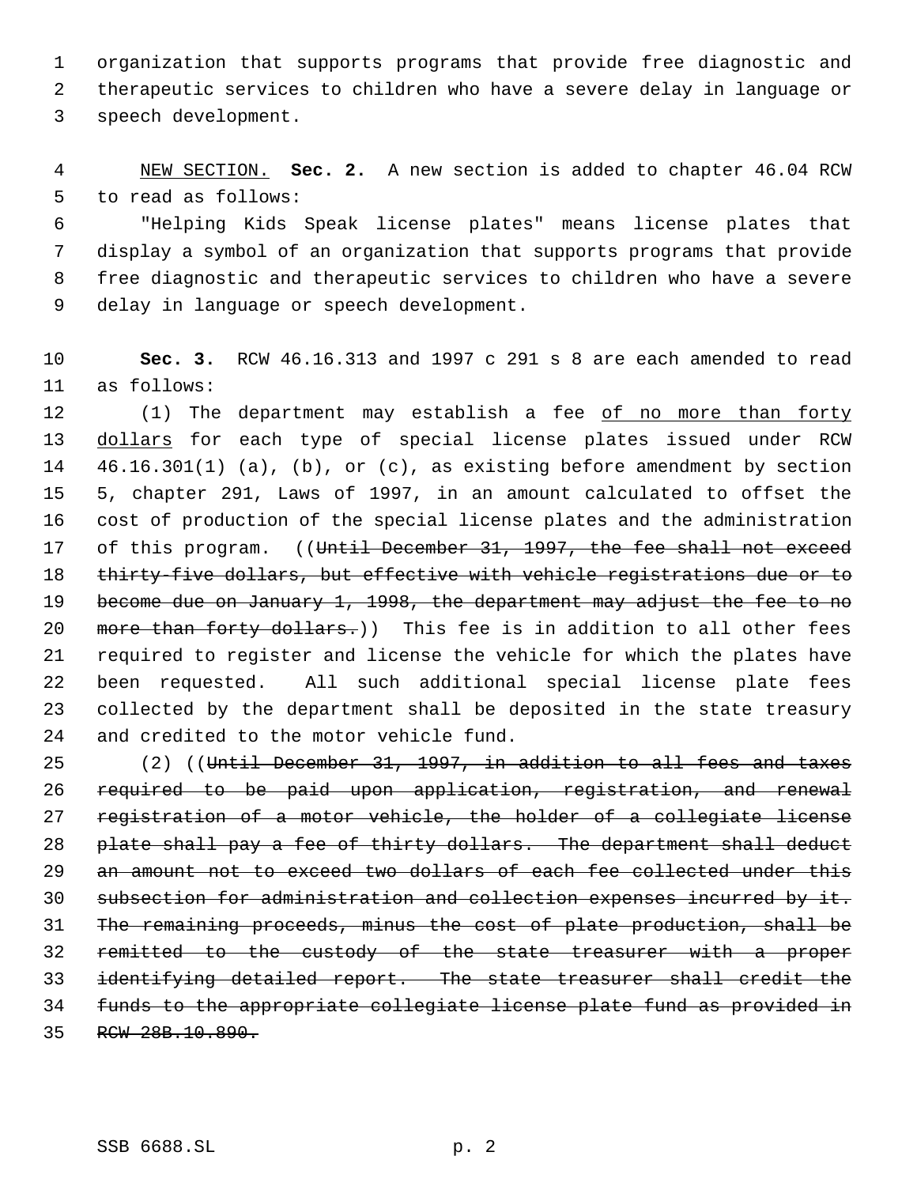organization that supports programs that provide free diagnostic and therapeutic services to children who have a severe delay in language or speech development.

<u>NEW SECTION.</u> **Sec. 2.** A new section is added to chapter 46.04 RCW to read as follows:

"Helping Kids Speak license plates" means license plates that display a symbol of an organization that supports programs that provide free diagnostic and therapeutic services to children who have a severe delay in language or speech development.

**Sec. 3.** RCW 46.16.313 and 1997 c 291 s 8 are each amended to read as follows:

(1) The department may establish a fee <u>of no more than forty dollars</u> for each type of special license plates issued under RCW 46.16.301(1) (a), (b), or (c), as existing before amendment by section 5, chapter 291, Laws of 1997, in an amount calculated to offset the cost of production of the special license plates and the administration of this program. ((~~Until December 31, 1997, the fee shall not exceed thirty-five dollars, but effective with vehicle registrations due or to become due on January 1, 1998, the department may adjust the fee to no more than forty dollars.~~)) This fee is in addition to all other fees required to register and license the vehicle for which the plates have been requested. All such additional special license plate fees collected by the department shall be deposited in the state treasury and credited to the motor vehicle fund.

(2) ((~~Until December 31, 1997, in addition to all fees and taxes required to be paid upon application, registration, and renewal registration of a motor vehicle, the holder of a collegiate license plate shall pay a fee of thirty dollars. The department shall deduct an amount not to exceed two dollars of each fee collected under this subsection for administration and collection expenses incurred by it. The remaining proceeds, minus the cost of plate production, shall be remitted to the custody of the state treasurer with a proper identifying detailed report. The state treasurer shall credit the funds to the appropriate collegiate license plate fund as provided in RCW 28B.10.890.~~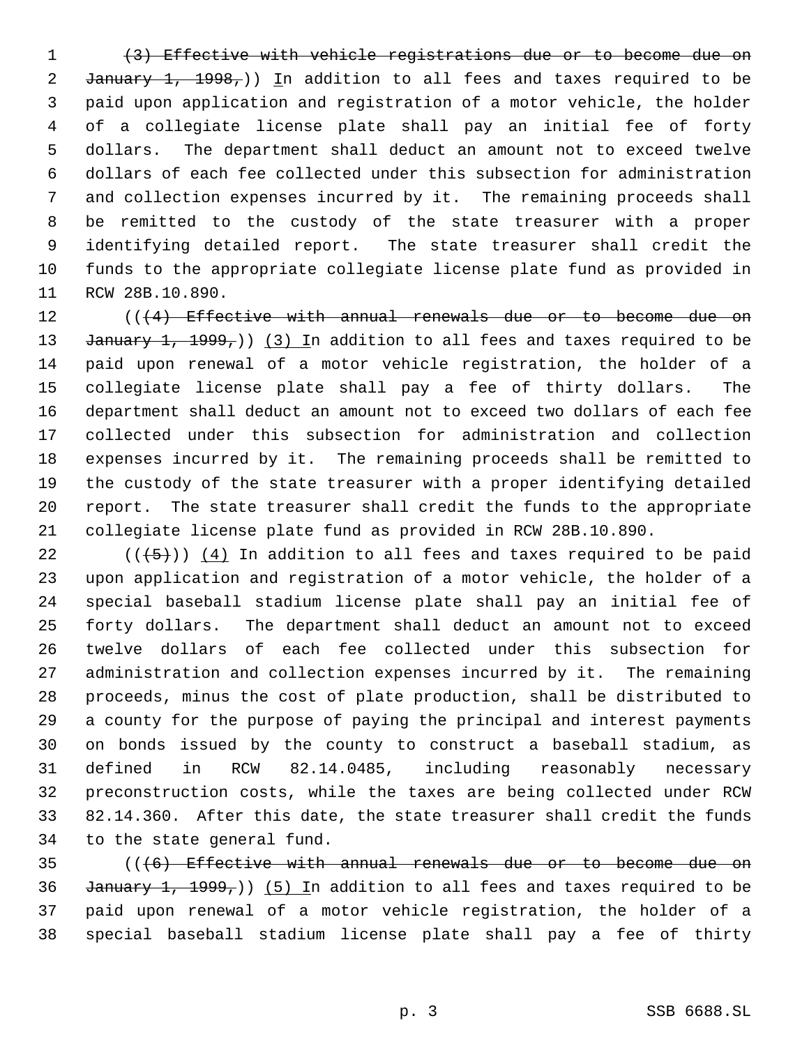(3) Effective with vehicle registrations due or to become due on January 1, 1998,)) In addition to all fees and taxes required to be paid upon application and registration of a motor vehicle, the holder of a collegiate license plate shall pay an initial fee of forty dollars. The department shall deduct an amount not to exceed twelve dollars of each fee collected under this subsection for administration and collection expenses incurred by it. The remaining proceeds shall be remitted to the custody of the state treasurer with a proper identifying detailed report. The state treasurer shall credit the funds to the appropriate collegiate license plate fund as provided in RCW 28B.10.890.

(((4) Effective with annual renewals due or to become due on January 1, 1999,)) (3) In addition to all fees and taxes required to be paid upon renewal of a motor vehicle registration, the holder of a collegiate license plate shall pay a fee of thirty dollars. The department shall deduct an amount not to exceed two dollars of each fee collected under this subsection for administration and collection expenses incurred by it. The remaining proceeds shall be remitted to the custody of the state treasurer with a proper identifying detailed report. The state treasurer shall credit the funds to the appropriate collegiate license plate fund as provided in RCW 28B.10.890.

(((5))) (4) In addition to all fees and taxes required to be paid upon application and registration of a motor vehicle, the holder of a special baseball stadium license plate shall pay an initial fee of forty dollars. The department shall deduct an amount not to exceed twelve dollars of each fee collected under this subsection for administration and collection expenses incurred by it. The remaining proceeds, minus the cost of plate production, shall be distributed to a county for the purpose of paying the principal and interest payments on bonds issued by the county to construct a baseball stadium, as defined in RCW 82.14.0485, including reasonably necessary preconstruction costs, while the taxes are being collected under RCW 82.14.360. After this date, the state treasurer shall credit the funds to the state general fund.

(((6) Effective with annual renewals due or to become due on January 1, 1999,)) (5) In addition to all fees and taxes required to be paid upon renewal of a motor vehicle registration, the holder of a special baseball stadium license plate shall pay a fee of thirty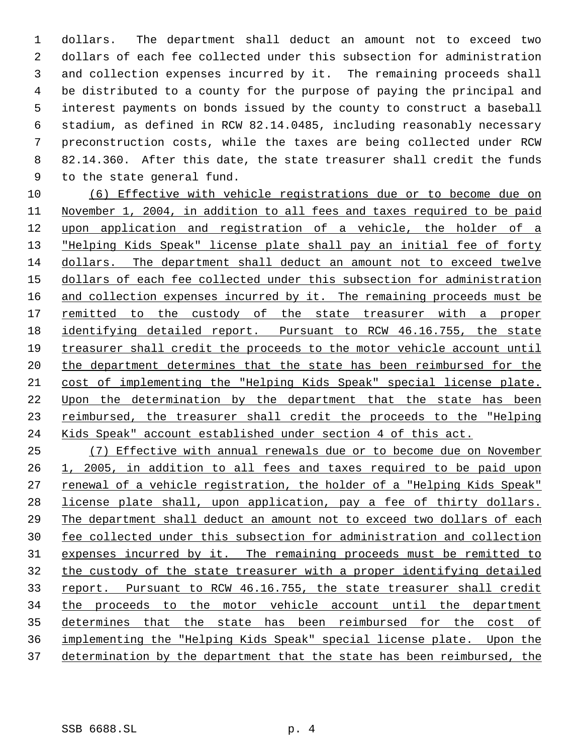dollars. The department shall deduct an amount not to exceed two dollars of each fee collected under this subsection for administration and collection expenses incurred by it. The remaining proceeds shall be distributed to a county for the purpose of paying the principal and interest payments on bonds issued by the county to construct a baseball stadium, as defined in RCW 82.14.0485, including reasonably necessary preconstruction costs, while the taxes are being collected under RCW 82.14.360. After this date, the state treasurer shall credit the funds to the state general fund.

(6) Effective with vehicle registrations due or to become due on November 1, 2004, in addition to all fees and taxes required to be paid upon application and registration of a vehicle, the holder of a "Helping Kids Speak" license plate shall pay an initial fee of forty dollars. The department shall deduct an amount not to exceed twelve dollars of each fee collected under this subsection for administration and collection expenses incurred by it. The remaining proceeds must be remitted to the custody of the state treasurer with a proper identifying detailed report. Pursuant to RCW 46.16.755, the state treasurer shall credit the proceeds to the motor vehicle account until the department determines that the state has been reimbursed for the cost of implementing the "Helping Kids Speak" special license plate. Upon the determination by the department that the state has been reimbursed, the treasurer shall credit the proceeds to the "Helping Kids Speak" account established under section 4 of this act.

(7) Effective with annual renewals due or to become due on November 1, 2005, in addition to all fees and taxes required to be paid upon renewal of a vehicle registration, the holder of a "Helping Kids Speak" license plate shall, upon application, pay a fee of thirty dollars. The department shall deduct an amount not to exceed two dollars of each fee collected under this subsection for administration and collection expenses incurred by it. The remaining proceeds must be remitted to the custody of the state treasurer with a proper identifying detailed report. Pursuant to RCW 46.16.755, the state treasurer shall credit the proceeds to the motor vehicle account until the department determines that the state has been reimbursed for the cost of implementing the "Helping Kids Speak" special license plate. Upon the determination by the department that the state has been reimbursed, the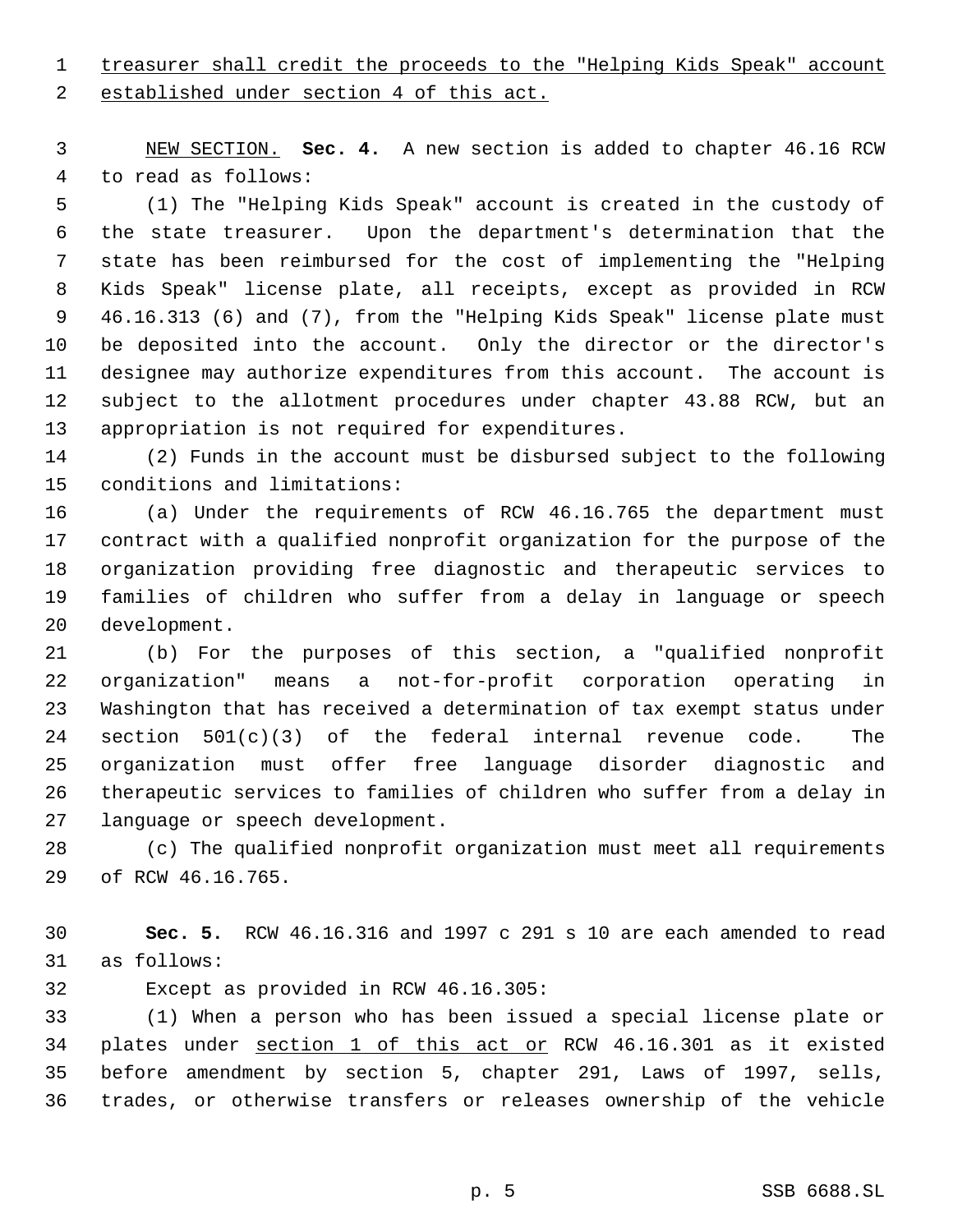treasurer shall credit the proceeds to the "Helping Kids Speak" account established under section 4 of this act.

NEW SECTION. **Sec. 4.** A new section is added to chapter 46.16 RCW to read as follows:

(1) The "Helping Kids Speak" account is created in the custody of the state treasurer. Upon the department's determination that the state has been reimbursed for the cost of implementing the "Helping Kids Speak" license plate, all receipts, except as provided in RCW 46.16.313 (6) and (7), from the "Helping Kids Speak" license plate must be deposited into the account. Only the director or the director's designee may authorize expenditures from this account. The account is subject to the allotment procedures under chapter 43.88 RCW, but an appropriation is not required for expenditures.

(2) Funds in the account must be disbursed subject to the following conditions and limitations:

(a) Under the requirements of RCW 46.16.765 the department must contract with a qualified nonprofit organization for the purpose of the organization providing free diagnostic and therapeutic services to families of children who suffer from a delay in language or speech development.

(b) For the purposes of this section, a "qualified nonprofit organization" means a not-for-profit corporation operating in Washington that has received a determination of tax exempt status under section 501(c)(3) of the federal internal revenue code. The organization must offer free language disorder diagnostic and therapeutic services to families of children who suffer from a delay in language or speech development.

(c) The qualified nonprofit organization must meet all requirements of RCW 46.16.765.

**Sec. 5.** RCW 46.16.316 and 1997 c 291 s 10 are each amended to read as follows:

Except as provided in RCW 46.16.305:

(1) When a person who has been issued a special license plate or plates under section 1 of this act or RCW 46.16.301 as it existed before amendment by section 5, chapter 291, Laws of 1997, sells, trades, or otherwise transfers or releases ownership of the vehicle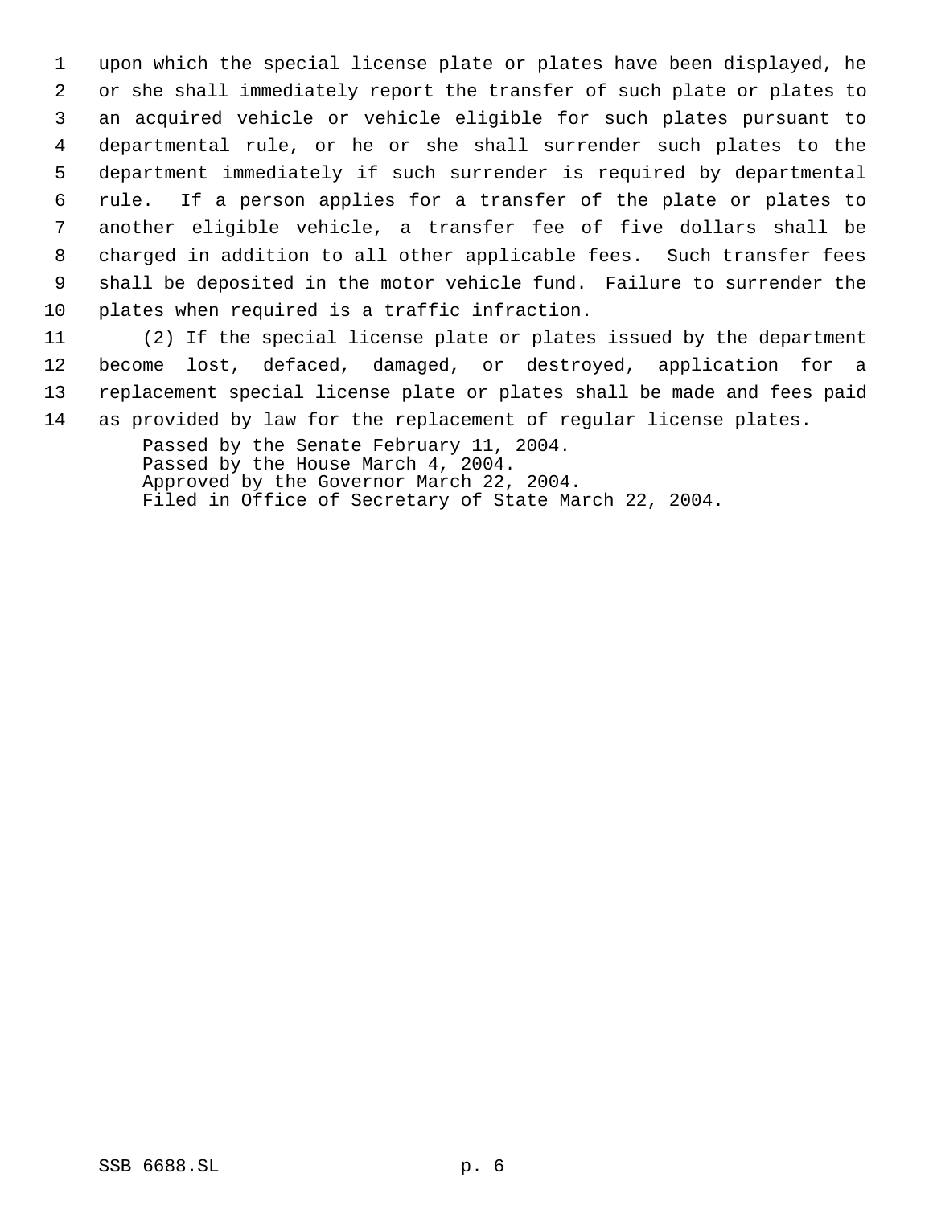upon which the special license plate or plates have been displayed, he or she shall immediately report the transfer of such plate or plates to an acquired vehicle or vehicle eligible for such plates pursuant to departmental rule, or he or she shall surrender such plates to the department immediately if such surrender is required by departmental rule. If a person applies for a transfer of the plate or plates to another eligible vehicle, a transfer fee of five dollars shall be charged in addition to all other applicable fees. Such transfer fees shall be deposited in the motor vehicle fund. Failure to surrender the plates when required is a traffic infraction.

(2) If the special license plate or plates issued by the department become lost, defaced, damaged, or destroyed, application for a replacement special license plate or plates shall be made and fees paid as provided by law for the replacement of regular license plates.

Passed by the Senate February 11, 2004.
Passed by the House March 4, 2004.
Approved by the Governor March 22, 2004.
Filed in Office of Secretary of State March 22, 2004.